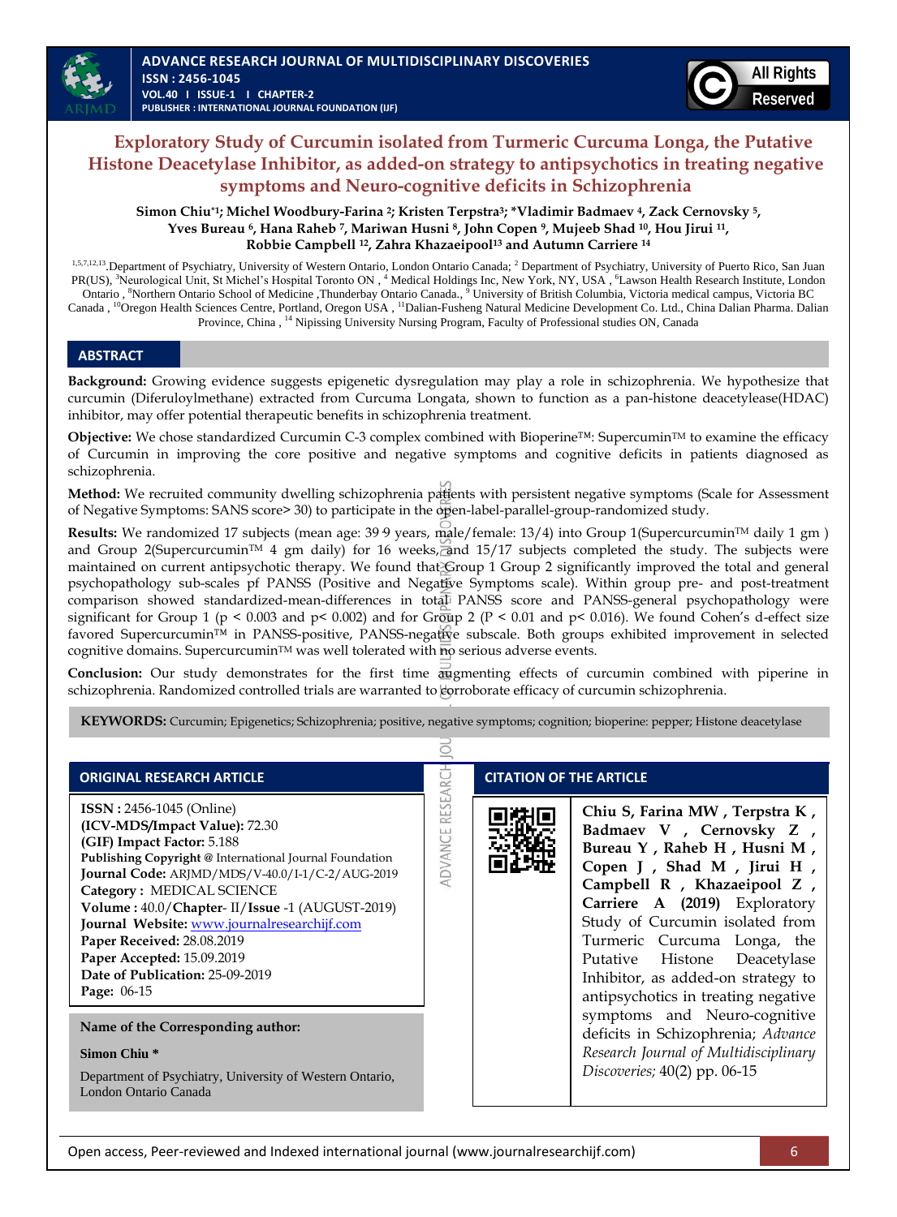# Exploratory Study of Curcumin isolated from Turmeric Curcuma Longa, the Putative Histone Deacetylase Inhibitor, as added-on strategy to antipsychotics in treating negative symptoms and Neuro-cognitive deficits in Schizophrenia

**Simon Chiu*[1]; Michel Woodbury-Farina [2]; Kristen Terpstra[3]; *Vladimir Badmaev [4], Zack Cernovsky [5], Yves Bureau [6], Hana Raheb [7], Mariwan Husni [8], John Copen [9], Mujeeb Shad [10], Hou Jirui [11], Robbie Campbell [12], Zahra Khazaeipool[13] and Autumn Carriere [14]**

[1,5,7,12,13] Department of Psychiatry, University of Western Ontario, London Ontario Canada; [2] Department of Psychiatry, University of Puerto Rico, San Juan PR(US), [3]Neurological Unit, St Michel's Hospital Toronto ON , [4] Medical Holdings Inc, New York, NY, USA , [6]Lawson Health Research Institute, London Ontario , [8]Northern Ontario School of Medicine ,Thunderbay Ontario Canada., [9] University of British Columbia, Victoria medical campus, Victoria BC Canada , [10]Oregon Health Sciences Centre, Portland, Oregon USA , [11]Dalian-Fusheng Natural Medicine Development Co. Ltd., China Dalian Pharma. Dalian Province, China , [14] Nipissing University Nursing Program, Faculty of Professional studies ON, Canada

## ABSTRACT

**Background:** Growing evidence suggests epigenetic dysregulation may play a role in schizophrenia. We hypothesize that curcumin (Diferuloylmethane) extracted from Curcuma Longata, shown to function as a pan-histone deacetylease(HDAC) inhibitor, may offer potential therapeutic benefits in schizophrenia treatment.

**Objective:** We chose standardized Curcumin C-3 complex combined with Bioperine™: Supercumin™ to examine the efficacy of Curcumin in improving the core positive and negative symptoms and cognitive deficits in patients diagnosed as schizophrenia.

**Method:** We recruited community dwelling schizophrenia patients with persistent negative symptoms (Scale for Assessment of Negative Symptoms: SANS score> 30) to participate in the open-label-parallel-group-randomized study.

**Results:** We randomized 17 subjects (mean age: 39 9 years, male/female: 13/4) into Group 1(Supercurcumin™ daily 1 gm ) and Group 2(Supercurcumin™ 4 gm daily) for 16 weeks, and 15/17 subjects completed the study. The subjects were maintained on current antipsychotic therapy. We found that Group 1 Group 2 significantly improved the total and general psychopathology sub-scales pf PANSS (Positive and Negative Symptoms scale). Within group pre- and post-treatment comparison showed standardized-mean-differences in total PANSS score and PANSS-general psychopathology were significant for Group 1 ($p < 0.003$ and $p < 0.002$) and for Group 2 ($P < 0.01$ and $p < 0.016$). We found Cohen's d-effect size favored Supercurcumin™ in PANSS-positive, PANSS-negative subscale. Both groups exhibited improvement in selected cognitive domains. Supercurcumin™ was well tolerated with no serious adverse events.

**Conclusion:** Our study demonstrates for the first time augmenting effects of curcumin combined with piperine in schizophrenia. Randomized controlled trials are warranted to corroborate efficacy of curcumin schizophrenia.

**KEYWORDS:** Curcumin; Epigenetics; Schizophrenia; positive, negative symptoms; cognition; bioperine: pepper; Histone deacetylase

## ORIGINAL RESEARCH ARTICLE

**ISSN :** 2456-1045 (Online)
**(ICV-MDS/Impact Value):** 72.30
**(GIF) Impact Factor:** 5.188
**Publishing Copyright @** International Journal Foundation
**Journal Code:** ARJMD/MDS/V-40.0/I-1/C-2/AUG-2019
**Category :** MEDICAL SCIENCE
**Volume :** 40.0/**Chapter**- II/**Issue** -1 (AUGUST-2019)
**Journal Website:** www.journalresearchijf.com
**Paper Received:** 28.08.2019
**Paper Accepted:** 15.09.2019
**Date of Publication:** 25-09-2019
**Page:** 06-15

**Name of the Corresponding author:**

**Simon Chiu ***

Department of Psychiatry, University of Western Ontario, London Ontario Canada

## CITATION OF THE ARTICLE

**Chiu S, Farina MW , Terpstra K , Badmaev V , Cernovsky Z , Bureau Y , Raheb H , Husni M , Copen J , Shad M , Jirui H , Campbell R , Khazaeipool Z , Carriere A (2019)** Exploratory Study of Curcumin isolated from Turmeric Curcuma Longa, the Putative Histone Deacetylase Inhibitor, as added-on strategy to antipsychotics in treating negative symptoms and Neuro-cognitive deficits in Schizophrenia; *Advance Research Journal of Multidisciplinary Discoveries;* 40(2) pp. 06-15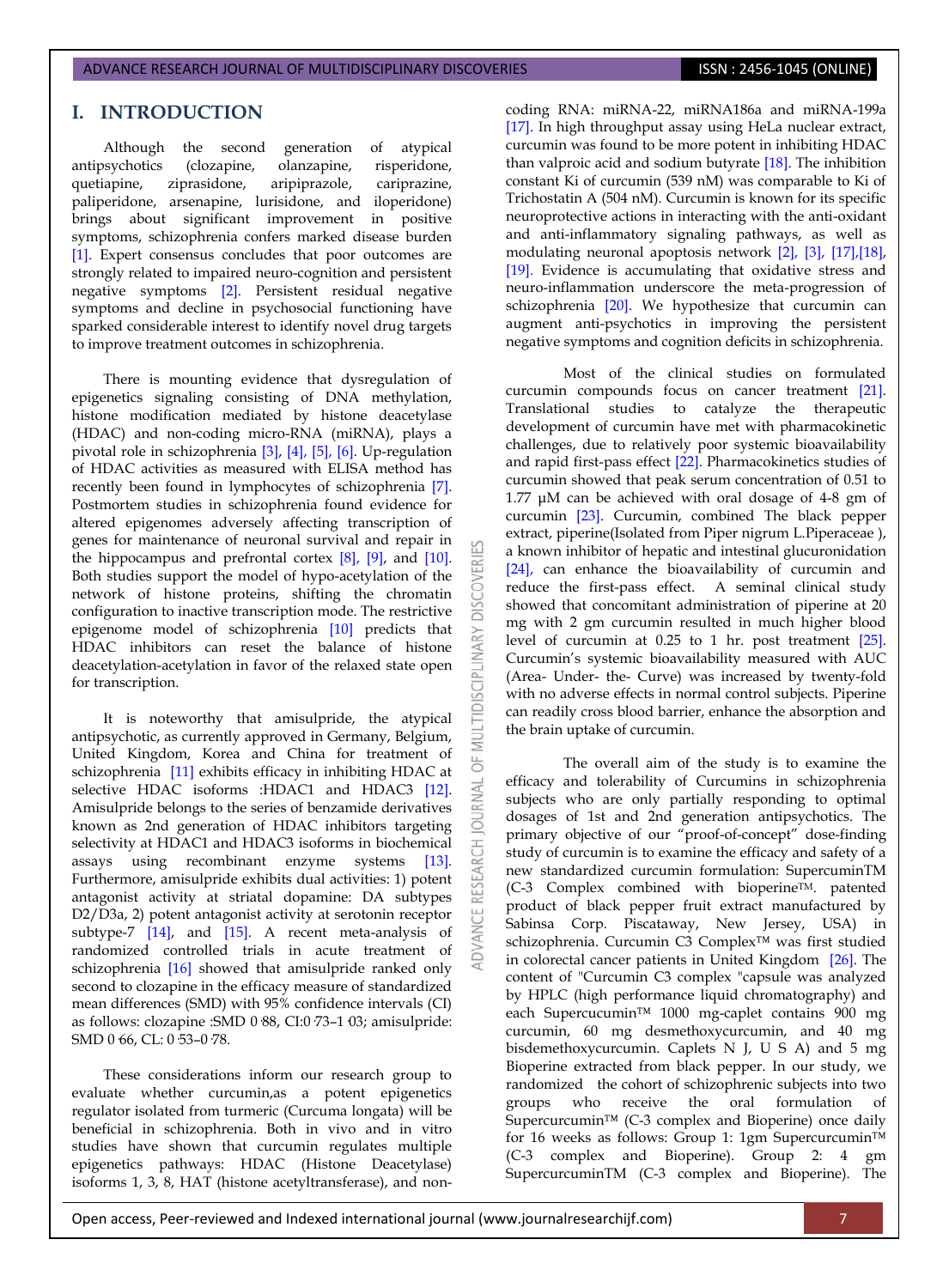## I. INTRODUCTION

Although the second generation of atypical antipsychotics (clozapine, olanzapine, risperidone, quetiapine, ziprasidone, aripiprazole, cariprazine, paliperidone, arsenapine, lurisidone, and iloperidone) brings about significant improvement in positive symptoms, schizophrenia confers marked disease burden [1]. Expert consensus concludes that poor outcomes are strongly related to impaired neuro-cognition and persistent negative symptoms [2]. Persistent residual negative symptoms and decline in psychosocial functioning have sparked considerable interest to identify novel drug targets to improve treatment outcomes in schizophrenia.

There is mounting evidence that dysregulation of epigenetics signaling consisting of DNA methylation, histone modification mediated by histone deacetylase (HDAC) and non-coding micro-RNA (miRNA), plays a pivotal role in schizophrenia [3], [4], [5], [6]. Up-regulation of HDAC activities as measured with ELISA method has recently been found in lymphocytes of schizophrenia [7]. Postmortem studies in schizophrenia found evidence for altered epigenomes adversely affecting transcription of genes for maintenance of neuronal survival and repair in the hippocampus and prefrontal cortex [8], [9], and [10]. Both studies support the model of hypo-acetylation of the network of histone proteins, shifting the chromatin configuration to inactive transcription mode. The restrictive epigenome model of schizophrenia [10] predicts that HDAC inhibitors can reset the balance of histone deacetylation-acetylation in favor of the relaxed state open for transcription.

It is noteworthy that amisulpride, the atypical antipsychotic, as currently approved in Germany, Belgium, United Kingdom, Korea and China for treatment of schizophrenia [11] exhibits efficacy in inhibiting HDAC at selective HDAC isoforms :HDAC1 and HDAC3 [12]. Amisulpride belongs to the series of benzamide derivatives known as 2nd generation of HDAC inhibitors targeting selectivity at HDAC1 and HDAC3 isoforms in biochemical assays using recombinant enzyme systems [13]. Furthermore, amisulpride exhibits dual activities: 1) potent antagonist activity at striatal dopamine: DA subtypes D2/D3a, 2) potent antagonist activity at serotonin receptor subtype-7 [14], and [15]. A recent meta-analysis of randomized controlled trials in acute treatment of schizophrenia [16] showed that amisulpride ranked only second to clozapine in the efficacy measure of standardized mean differences (SMD) with 95% confidence intervals (CI) as follows: clozapine :SMD 0·88, CI:0·73–1·03; amisulpride: SMD 0·66, CL: 0·53–0·78.

These considerations inform our research group to evaluate whether curcumin,as a potent epigenetics regulator isolated from turmeric (Curcuma longata) will be beneficial in schizophrenia. Both in vivo and in vitro studies have shown that curcumin regulates multiple epigenetics pathways: HDAC (Histone Deacetylase) isoforms 1, 3, 8, HAT (histone acetyltransferase), and non-coding RNA: miRNA-22, miRNA186a and miRNA-199a [17]. In high throughput assay using HeLa nuclear extract, curcumin was found to be more potent in inhibiting HDAC than valproic acid and sodium butyrate [18]. The inhibition constant Ki of curcumin (539 nM) was comparable to Ki of Trichostatin A (504 nM). Curcumin is known for its specific neuroprotective actions in interacting with the anti-oxidant and anti-inflammatory signaling pathways, as well as modulating neuronal apoptosis network [2], [3], [17],[18], [19]. Evidence is accumulating that oxidative stress and neuro-inflammation underscore the meta-progression of schizophrenia [20]. We hypothesize that curcumin can augment anti-psychotics in improving the persistent negative symptoms and cognition deficits in schizophrenia.

Most of the clinical studies on formulated curcumin compounds focus on cancer treatment [21]. Translational studies to catalyze the therapeutic development of curcumin have met with pharmacokinetic challenges, due to relatively poor systemic bioavailability and rapid first-pass effect [22]. Pharmacokinetics studies of curcumin showed that peak serum concentration of 0.51 to 1.77 μM can be achieved with oral dosage of 4-8 gm of curcumin [23]. Curcumin, combined The black pepper extract, piperine(Isolated from Piper nigrum L.Piperaceae ), a known inhibitor of hepatic and intestinal glucuronidation [24], can enhance the bioavailability of curcumin and reduce the first-pass effect. A seminal clinical study showed that concomitant administration of piperine at 20 mg with 2 gm curcumin resulted in much higher blood level of curcumin at 0.25 to 1 hr. post treatment [25]. Curcumin's systemic bioavailability measured with AUC (Area- Under- the- Curve) was increased by twenty-fold with no adverse effects in normal control subjects. Piperine can readily cross blood barrier, enhance the absorption and the brain uptake of curcumin.

The overall aim of the study is to examine the efficacy and tolerability of Curcumins in schizophrenia subjects who are only partially responding to optimal dosages of 1st and 2nd generation antipsychotics. The primary objective of our "proof-of-concept" dose-finding study of curcumin is to examine the efficacy and safety of a new standardized curcumin formulation: SupercurcuminTM (C-3 Complex combined with bioperine™. patented product of black pepper fruit extract manufactured by Sabinsa Corp. Piscataway, New Jersey, USA) in schizophrenia. Curcumin C3 Complex™ was first studied in colorectal cancer patients in United Kingdom [26]. The content of "Curcumin C3 complex "capsule was analyzed by HPLC (high performance liquid chromatography) and each Supercucumin™ 1000 mg-caplet contains 900 mg curcumin, 60 mg desmethoxycurcumin, and 40 mg bisdemethoxycurcumin. Caplets N J, U S A) and 5 mg Bioperine extracted from black pepper. In our study, we randomized the cohort of schizophrenic subjects into two groups who receive the oral formulation of Supercurcumin™ (C-3 complex and Bioperine) once daily for 16 weeks as follows: Group 1: 1gm Supercurcumin™ (C-3 complex and Bioperine). Group 2: 4 gm SupercurcuminTM (C-3 complex and Bioperine). The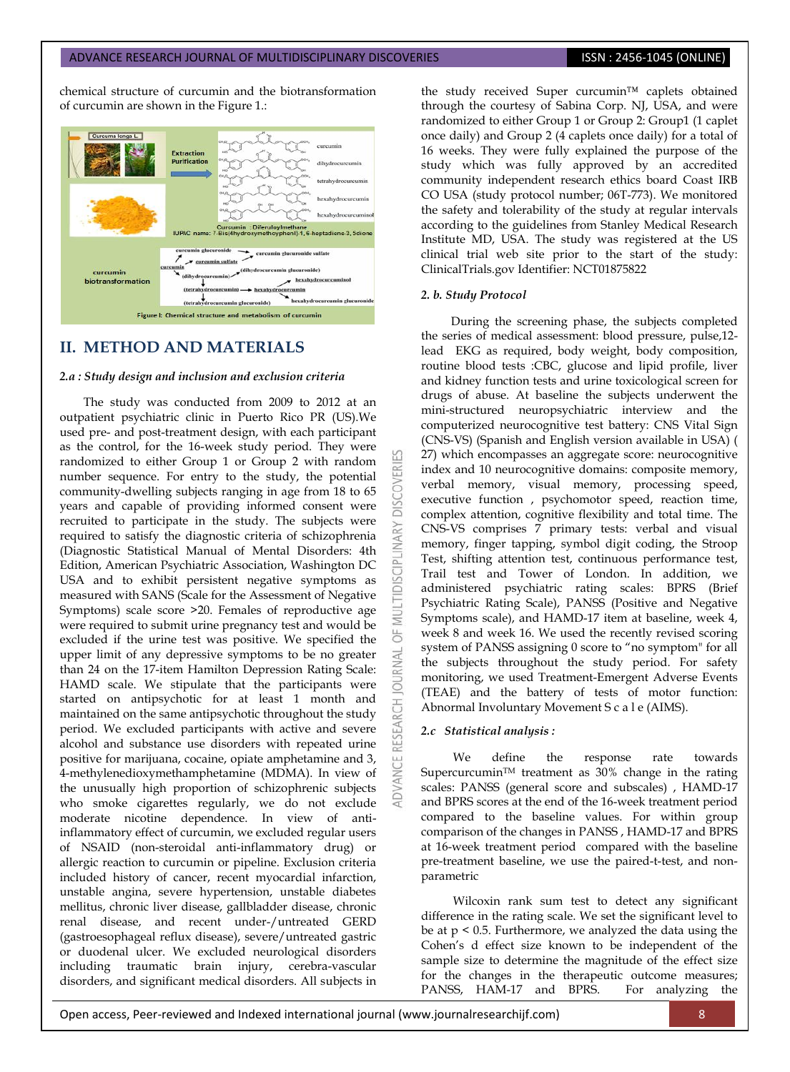chemical structure of curcumin and the biotransformation of curcumin are shown in the Figure 1.:

Figure I: Chemical structure and metabolism of curcumin

## II. METHOD AND MATERIALS

### 2.a : Study design and inclusion and exclusion criteria

The study was conducted from 2009 to 2012 at an outpatient psychiatric clinic in Puerto Rico PR (US).We used pre- and post-treatment design, with each participant as the control, for the 16-week study period. They were randomized to either Group 1 or Group 2 with random number sequence. For entry to the study, the potential community-dwelling subjects ranging in age from 18 to 65 years and capable of providing informed consent were recruited to participate in the study. The subjects were required to satisfy the diagnostic criteria of schizophrenia (Diagnostic Statistical Manual of Mental Disorders: 4th Edition, American Psychiatric Association, Washington DC USA and to exhibit persistent negative symptoms as measured with SANS (Scale for the Assessment of Negative Symptoms) scale score >20. Females of reproductive age were required to submit urine pregnancy test and would be excluded if the urine test was positive. We specified the upper limit of any depressive symptoms to be no greater than 24 on the 17-item Hamilton Depression Rating Scale: HAMD scale. We stipulate that the participants were started on antipsychotic for at least 1 month and maintained on the same antipsychotic throughout the study period. We excluded participants with active and severe alcohol and substance use disorders with repeated urine positive for marijuana, cocaine, opiate amphetamine and 3, 4-methylenedioxymethamphetamine (MDMA). In view of the unusually high proportion of schizophrenic subjects who smoke cigarettes regularly, we do not exclude moderate nicotine dependence. In view of anti-inflammatory effect of curcumin, we excluded regular users of NSAID (non-steroidal anti-inflammatory drug) or allergic reaction to curcumin or pipeline. Exclusion criteria included history of cancer, recent myocardial infarction, unstable angina, severe hypertension, unstable diabetes mellitus, chronic liver disease, gallbladder disease, chronic renal disease, and recent under-/untreated GERD (gastroesophageal reflux disease), severe/untreated gastric or duodenal ulcer. We excluded neurological disorders including traumatic brain injury, cerebra-vascular disorders, and significant medical disorders. All subjects in the study received Super curcumin™ caplets obtained through the courtesy of Sabina Corp. NJ, USA, and were randomized to either Group 1 or Group 2: Group1 (1 caplet once daily) and Group 2 (4 caplets once daily) for a total of 16 weeks. They were fully explained the purpose of the study which was fully approved by an accredited community independent research ethics board Coast IRB CO USA (study protocol number; 06T-773). We monitored the safety and tolerability of the study at regular intervals according to the guidelines from Stanley Medical Research Institute MD, USA. The study was registered at the US clinical trial web site prior to the start of the study: ClinicalTrials.gov Identifier: NCT01875822

### 2. b. Study Protocol

During the screening phase, the subjects completed the series of medical assessment: blood pressure, pulse,12-lead EKG as required, body weight, body composition, routine blood tests :CBC, glucose and lipid profile, liver and kidney function tests and urine toxicological screen for drugs of abuse. At baseline the subjects underwent the mini-structured neuropsychiatric interview and the computerized neurocognitive test battery: CNS Vital Sign (CNS-VS) (Spanish and English version available in USA) ( 27) which encompasses an aggregate score: neurocognitive index and 10 neurocognitive domains: composite memory, verbal memory, visual memory, processing speed, executive function , psychomotor speed, reaction time, complex attention, cognitive flexibility and total time. The CNS-VS comprises 7 primary tests: verbal and visual memory, finger tapping, symbol digit coding, the Stroop Test, shifting attention test, continuous performance test, Trail test and Tower of London. In addition, we administered psychiatric rating scales: BPRS (Brief Psychiatric Rating Scale), PANSS (Positive and Negative Symptoms scale), and HAMD-17 item at baseline, week 4, week 8 and week 16. We used the recently revised scoring system of PANSS assigning 0 score to "no symptom" for all the subjects throughout the study period. For safety monitoring, we used Treatment-Emergent Adverse Events (TEAE) and the battery of tests of motor function: Abnormal Involuntary Movement S c a l e (AIMS).

### 2.c Statistical analysis :

We define the response rate towards Supercurcumin™ treatment as 30% change in the rating scales: PANSS (general score and subscales) , HAMD-17 and BPRS scores at the end of the 16-week treatment period compared to the baseline values. For within group comparison of the changes in PANSS , HAMD-17 and BPRS at 16-week treatment period compared with the baseline pre-treatment baseline, we use the paired-t-test, and non-parametric

Wilcoxin rank sum test to detect any significant difference in the rating scale. We set the significant level to be at $p < 0.5$. Furthermore, we analyzed the data using the Cohen's d effect size known to be independent of the sample size to determine the magnitude of the effect size for the changes in the therapeutic outcome measures; PANSS, HAM-17 and BPRS. For analyzing the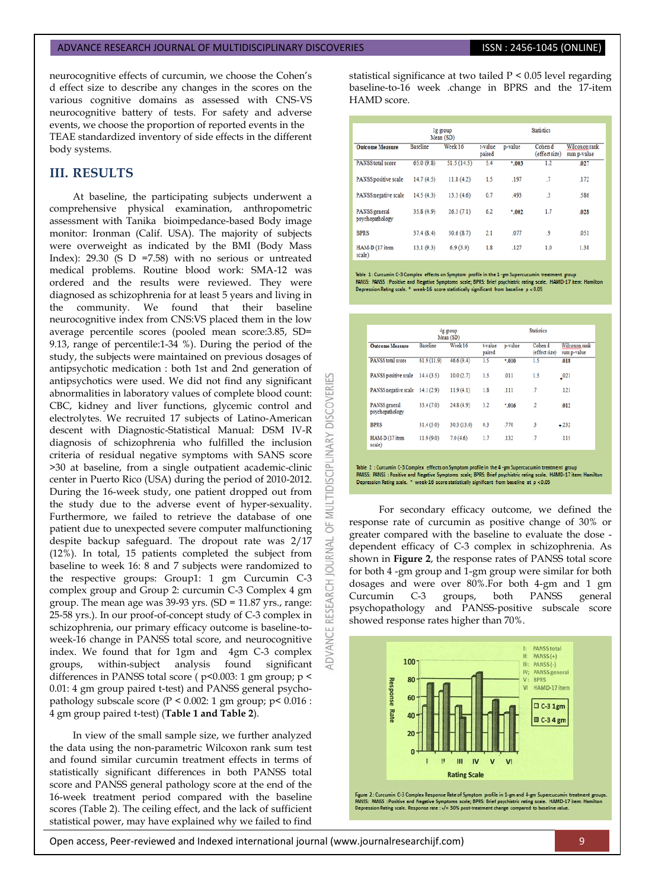neurocognitive effects of curcumin, we choose the Cohen's d effect size to describe any changes in the scores on the various cognitive domains as assessed with CNS-VS neurocognitive battery of tests. For safety and adverse events, we choose the proportion of reported events in the TEAE standardized inventory of side effects in the different body systems.

## III. RESULTS

At baseline, the participating subjects underwent a comprehensive physical examination, anthropometric assessment with Tanika bioimpedance-based Body image monitor: Ironman (Calif. USA). The majority of subjects were overweight as indicated by the BMI (Body Mass Index): 29.30 (S D =7.58) with no serious or untreated medical problems. Routine blood work: SMA-12 was ordered and the results were reviewed. They were diagnosed as schizophrenia for at least 5 years and living in the community. We found that their baseline neurocognitive index from CNS:VS placed them in the low average percentile scores (pooled mean score:3.85, SD= 9.13, range of percentile:1-34 %). During the period of the study, the subjects were maintained on previous dosages of antipsychotic medication : both 1st and 2nd generation of antipsychotics were used. We did not find any significant abnormalities in laboratory values of complete blood count: CBC, kidney and liver functions, glycemic control and electrolytes. We recruited 17 subjects of Latino-American descent with Diagnostic-Statistical Manual: DSM IV-R diagnosis of schizophrenia who fulfilled the inclusion criteria of residual negative symptoms with SANS score >30 at baseline, from a single outpatient academic-clinic center in Puerto Rico (USA) during the period of 2010-2012. During the 16-week study, one patient dropped out from the study due to the adverse event of hyper-sexuality. Furthermore, we failed to retrieve the database of one patient due to unexpected severe computer malfunctioning despite backup safeguard. The dropout rate was 2/17 (12%). In total, 15 patients completed the subject from baseline to week 16: 8 and 7 subjects were randomized to the respective groups: Group1: 1 gm Curcumin C-3 complex group and Group 2: curcumin C-3 Complex 4 gm group. The mean age was 39-93 yrs. (SD = 11.87 yrs., range: 25-58 yrs.). In our proof-of-concept study of C-3 complex in schizophrenia, our primary efficacy outcome is baseline-to-week-16 change in PANSS total score, and neurocognitive index. We found that for 1gm and 4gm C-3 complex groups, within-subject analysis found significant differences in PANSS total score ( $p<0.003$: 1 gm group; $p < 0.01$: 4 gm group paired t-test) and PANSS general psycho-pathology subscale score ($P < 0.002$: 1 gm group; $p< 0.016$ : 4 gm group paired t-test) (**Table 1 and Table 2**).

In view of the small sample size, we further analyzed the data using the non-parametric Wilcoxon rank sum test and found similar curcumin treatment effects in terms of statistically significant differences in both PANSS total score and PANSS general pathology score at the end of the 16-week treatment period compared with the baseline scores (Table 2). The ceiling effect, and the lack of sufficient statistical power, may have explained why we failed to find statistical significance at two tailed $P < 0.05$ level regarding baseline-to-16 week .change in BPRS and the 17-item HAMD score.

| | 1g group Mean (SD) | | Statistics | | | |
|---|---|---|---|---|---|---|
| Outcome Measure | Baseline | Week 16 | t-value paired | p-value | Cohen d (effect size) | Wilcoxon rank sum p-value |
| PANSS total score | 65.0 (9.8) | 51.5 (14.5) | 5.4 | *.003 | 1.2 | .027 |
| PANSS positive scale | 14.7 (4.5) | 11.8 (4.2) | 1.5 | .197 | .7 | .172 |
| PANSS negative scale | 14.5 (4.3) | 13.3 (4.6) | 0.7 | .493 | .3 | .586 |
| PANSS general psychopathology | 35.8 (4.9) | 26.3 (7.1) | 6.2 | *.002 | 1.7 | .028 |
| BPRS | 37.4 (8.4) | 30.6 (8.7) | 2.1 | .077 | .9 | .051 |
| HAM-D (17 item scale) | 13.1 (9.3) | 6.9 (3.9) | 1.8 | .127 | 1.0 | 1.38 |

Table 1 : Curcumin C-3 Complex effects on Symptom profile in the 1 -gm Supercucumin treatment group
PANSS: PANSS : Positive and Negative Symptoms scale; BPRS: Brief psychiatric rating scale. HAMD-17 item: Hamilton Depression Rating scale. * week-16 score statistically significant from baseline p < 0.05

| | 4g group Mean (SD) | | Statistics | | | |
|---|---|---|---|---|---|---|
| Outcome Measure | Baseline | Week 16 | t-value paired | p-value | Cohen d (effect size) | Wilcoxon rank sum p-value |
| PANSS total score | 61.9 (11.9) | 46.6 (9.4) | 3.5 | *.010 | 1.5 | .018 |
| PANSS positive scale | 14.4 (3.5) | 10.0 (2.7) | 3.5 | .011 | 1.5 | .021 |
| PANSS negative scale | 14.1 (2.9) | 11.9 (4.1) | 1.8 | .111 | .7 | .121 |
| PANSS general psychopathology | 33.4 (7.0) | 24.8 (4.9) | 3.2 | *.016 | 2 | .012 |
| BPRS | 31.4 (5.0) | 30.3 (13.0) | 0.3 | .770 | .3 | .232 |
| HAM-D (17 item scale) | 11.9 (9.0) | 7.0 (4.6) | 1.7 | .132 | .7 | .115 |

Table 2 : Curcumin C-3 Complex effects on Symptom profile in the 4 -gm Supercucumin treatment group
PANSS: PANSS : Positive and Negative Symptoms scale; BPRS: Brief psychiatric rating scale. HAMD-17 item: Hamilton Depression Rating scale. * week-16 score statistically significant from baseline at p <0.05

For secondary efficacy outcome, we defined the response rate of curcumin as positive change of 30% or greater compared with the baseline to evaluate the dose -dependent efficacy of C-3 complex in schizophrenia. As shown in **Figure 2**, the response rates of PANSS total score for both 4 -gm group and 1-gm group were similar for both dosages and were over 80%.For both 4-gm and 1 gm Curcumin C-3 groups, both PANSS general psychopathology and PANSS-positive subscale score showed response rates higher than 70%.

Figure 2 : Curcumin C-3 Complex Response Rate of Symptom profile in 1-gm and 4-gm Supercucumin treatment groups. PANSS: PANSS :Positive and Negative Symptoms scale; BPRS: Brief psychiatric rating scale. HAMD-17 item: Hamilton Depression Rating scale. Response rate : >/= 30% post-treatment change compared to baseline value.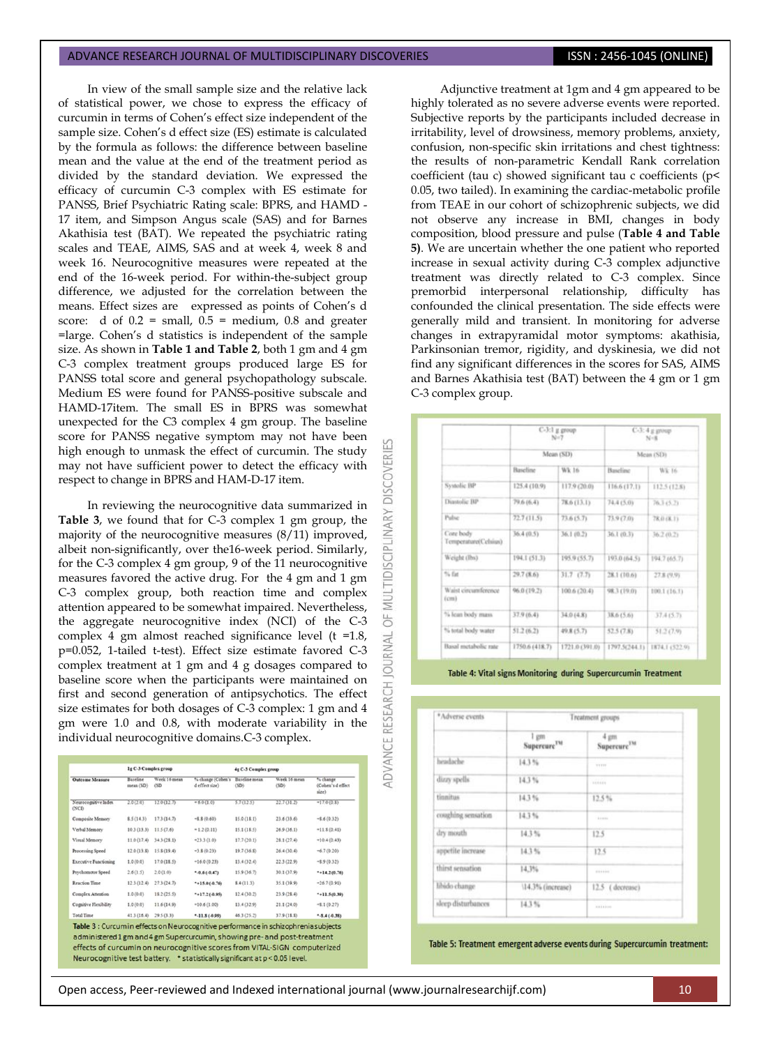In view of the small sample size and the relative lack of statistical power, we chose to express the efficacy of curcumin in terms of Cohen's effect size independent of the sample size. Cohen's d effect size (ES) estimate is calculated by the formula as follows: the difference between baseline mean and the value at the end of the treatment period as divided by the standard deviation. We expressed the efficacy of curcumin C-3 complex with ES estimate for PANSS, Brief Psychiatric Rating scale: BPRS, and HAMD - 17 item, and Simpson Angus scale (SAS) and for Barnes Akathisia test (BAT). We repeated the psychiatric rating scales and TEAE, AIMS, SAS and at week 4, week 8 and week 16. Neurocognitive measures were repeated at the end of the 16-week period. For within-the-subject group difference, we adjusted for the correlation between the means. Effect sizes are expressed as points of Cohen's d score: d of 0.2 = small, 0.5 = medium, 0.8 and greater =large. Cohen's d statistics is independent of the sample size. As shown in **Table 1 and Table 2**, both 1 gm and 4 gm C-3 complex treatment groups produced large ES for PANSS total score and general psychopathology subscale. Medium ES were found for PANSS-positive subscale and HAMD-17item. The small ES in BPRS was somewhat unexpected for the C3 complex 4 gm group. The baseline score for PANSS negative symptom may not have been high enough to unmask the effect of curcumin. The study may not have sufficient power to detect the efficacy with respect to change in BPRS and HAM-D-17 item.

In reviewing the neurocognitive data summarized in **Table 3**, we found that for C-3 complex 1 gm group, the majority of the neurocognitive measures (8/11) improved, albeit non-significantly, over the16-week period. Similarly, for the C-3 complex 4 gm group, 9 of the 11 neurocognitive measures favored the active drug. For the 4 gm and 1 gm C-3 complex group, both reaction time and complex attention appeared to be somewhat impaired. Nevertheless, the aggregate neurocognitive index (NCI) of the C-3 complex 4 gm almost reached significance level (t =1.8, p=0.052, 1-tailed t-test). Effect size estimate favored C-3 complex treatment at 1 gm and 4 gm dosages compared to baseline score when the participants were maintained on first and second generation of antipsychotics. The effect size estimates for both dosages of C-3 complex: 1 gm and 4 gm were 1.0 and 0.8, with moderate variability in the individual neurocognitive domains.C-3 complex.

| Outcome Measure | 1g C-3 Complex group Baseline mean (SD) | Week 16 mean (SD | % change (Cohen's d effect size) | 4g C-3 Complex group Baseline mean (SD) | Week 16 mean (SD) | % change (Cohen's d effect size) |
|---|---|---|---|---|---|---|
| Neurocognitive Index (NCI) | 2.0 (2.0) | 12.0 (12.7) | +6.0 (1.0) | 5.7 (12.3) | 22.7 (31.2) | +17.0 (0.8) |
| Composite Memory | 8.5 (14.3) | 17.3 (14.7) | +8.8 (0.60) | 15.0 (18.1) | 23.6 (33.6) | +8.6 (0.32) |
| Verbal Memory | 10.3 (13.3) | 11.5 (7.6) | +1.2 (0.11) | 15.1 (18.5) | 26.9 (36.1) | +11.8 (0.41) |
| Visual Memory | 11.0 (17.4) | 34.3 (28.1) | +23.3 (1.0) | 17.7 (20.1) | 28.1 (27.4) | +10.4 (0.43) |
| Processing Speed | 12.0 (15.8) | 15.8 (19.4) | +3.8 (0.23) | 19.7 (36.8) | 26.4 (30.4) | +6.7 (0.20) |
| Executive Functioning | 1.0 (0.0) | 17.0 (18.5) | +16.0 (0.25) | 13.4 (32.4) | 22.3 (22.9) | +8.9 (0.32) |
| Psychomotor Speed | 2.6 (1.5) | 2.0 (1.0) | *-0.6 (-0.47) | 15.9 (36.7) | 30.1 (37.9) | *+14.2 (0.76) |
| Reaction Time | 12.3 (12.4) | 27.3 (24.7) | *+15.0 (-0.76) | 8.4 (11.3) | 35.1 (39.9) | +26.7 (0.91) |
| Complex Attention | 1.0 (0.0) | 18.2 (25.5) | *+17.2 (-0.95) | 12.4 (30.2) | 23.9 (28.4) | *+11.5 (0.39) |
| Cognitive Flexibility | 1.0 (0.0) | 11.6 (14.9) | +10.6 (1.00) | 13.4 (32.9) | 21.5 (24.0) | +8.1 (0.27) |
| Total Time | 41.3 (16.4) | 29.5 (3.3) | *-11.8 (-0.99) | 46.3 (25.2) | 37.9 (18.8) | *-8.4 (-0.38) |

**Table 3** : Curcumin effects on Neurocognitive performance in schizophrenia subjects administered 1 gm and 4 gm Supercurcumin, showing pre- and post-treatment effects of curcumin on neurocognitive scores from VITAL-SIGN computerized Neurocognitive test battery. * statistically significant at p < 0.05 level.

Adjunctive treatment at 1gm and 4 gm appeared to be highly tolerated as no severe adverse events were reported. Subjective reports by the participants included decrease in irritability, level of drowsiness, memory problems, anxiety, confusion, non-specific skin irritations and chest tightness: the results of non-parametric Kendall Rank correlation coefficient (tau c) showed significant tau c coefficients (p< 0.05, two tailed). In examining the cardiac-metabolic profile from TEAE in our cohort of schizophrenic subjects, we did not observe any increase in BMI, changes in body composition, blood pressure and pulse (**Table 4 and Table 5**). We are uncertain whether the one patient who reported increase in sexual activity during C-3 complex adjunctive treatment was directly related to C-3 complex. Since premorbid interpersonal relationship, difficulty has confounded the clinical presentation. The side effects were generally mild and transient. In monitoring for adverse changes in extrapyramidal motor symptoms: akathisia, Parkinsonian tremor, rigidity, and dyskinesia, we did not find any significant differences in the scores for SAS, AIMS and Barnes Akathisia test (BAT) between the 4 gm or 1 gm C-3 complex group.

| | C-3:1 g group N=7 | | C-3: 4 g group N=8 | |
|---|---|---|---|---|
| | Mean (SD) | | Mean (SD) | |
| | Baseline | Wk 16 | Baseline | Wk 16 |
| Systolic BP | 125.4 (10.9) | 117.9 (20.0) | 116.6 (17.1) | 112.5 (12.8) |
| Diastolic BP | 79.6 (6.4) | 78.6 (13.1) | 74.4 (5.0) | 76.3 (5.2) |
| Pulse | 72.7 (11.5) | 73.6 (5.7) | 73.9 (7.0) | 78.0 (8.1) |
| Core body Temperature(Celsius) | 36.4 (0.5) | 36.1 (0.2) | 36.1 (0.3) | 36.2 (0.2) |
| Weight (lbs) | 194.1 (51.3) | 195.9 (55.7) | 193.0 (64.5) | 194.7 (65.7) |
| % fat | 29.7 (8.6) | 31.7 (7.7) | 28.1 (10.6) | 27.8 (9.9) |
| Waist circumference (cm) | 96.0 (19.2) | 100.6 (20.4) | 98.3 (19.0) | 100.1 (16.1) |
| % lean body mass | 37.9 (6.4) | 34.0 (4.8) | 38.6 (5.6) | 37.4 (5.7) |
| % total body water | 51.2 (6.2) | 49.8 (5.7) | 52.5 (7.8) | 51.2 (7.9) |
| Basal metabolic rate | 1750.6 (418.7) | 1721.0 (391.0) | 1797.5(244.1) | 1874.1 (522.9) |

**Table 4: Vital signs Monitoring during Supercurcumin Treatment**

| *Adverse events | Treatment groups | |
|---|---|---|
| | 1 gm Supercurc™ | 4 gm Supercurc™ |
| headache | 14.3 % | ….. |
| dizzy spells | 14.3 % | ...... |
| tinnitus | 14.3 % | 12.5 % |
| coughing sensation | 14.3 % | ….. |
| dry mouth | 14.3 % | 12.5 |
| appetite increase | 14.3 % | 12.5 |
| thirst sensation | 14.3% | ...... |
| libido change | 14.3% (increase) | 12.5 (decrease) |
| sleep disturbances | 14.3 % | ....... |

**Table 5: Treatment emergent adverse events during Supercurcumin treatment:**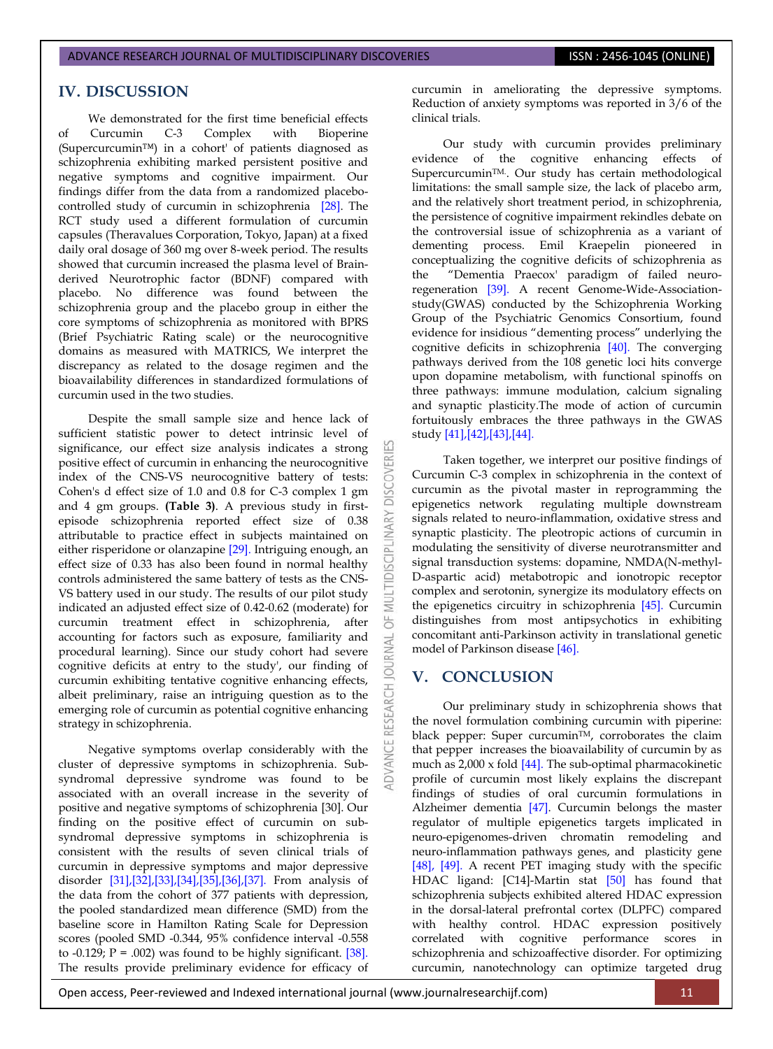## IV. DISCUSSION

We demonstrated for the first time beneficial effects of Curcumin C-3 Complex with Bioperine (Supercurcumin™) in a cohort' of patients diagnosed as schizophrenia exhibiting marked persistent positive and negative symptoms and cognitive impairment. Our findings differ from the data from a randomized placebo-controlled study of curcumin in schizophrenia [28]. The RCT study used a different formulation of curcumin capsules (Theravalues Corporation, Tokyo, Japan) at a fixed daily oral dosage of 360 mg over 8-week period. The results showed that curcumin increased the plasma level of Brain-derived Neurotrophic factor (BDNF) compared with placebo. No difference was found between the schizophrenia group and the placebo group in either the core symptoms of schizophrenia as monitored with BPRS (Brief Psychiatric Rating scale) or the neurocognitive domains as measured with MATRICS, We interpret the discrepancy as related to the dosage regimen and the bioavailability differences in standardized formulations of curcumin used in the two studies.

Despite the small sample size and hence lack of sufficient statistic power to detect intrinsic level of significance, our effect size analysis indicates a strong positive effect of curcumin in enhancing the neurocognitive index of the CNS-VS neurocognitive battery of tests: Cohen's d effect size of 1.0 and 0.8 for C-3 complex 1 gm and 4 gm groups. **(Table 3)**. A previous study in first-episode schizophrenia reported effect size of 0.38 attributable to practice effect in subjects maintained on either risperidone or olanzapine [29]. Intriguing enough, an effect size of 0.33 has also been found in normal healthy controls administered the same battery of tests as the CNS-VS battery used in our study. The results of our pilot study indicated an adjusted effect size of 0.42-0.62 (moderate) for curcumin treatment effect in schizophrenia, after accounting for factors such as exposure, familiarity and procedural learning). Since our study cohort had severe cognitive deficits at entry to the study', our finding of curcumin exhibiting tentative cognitive enhancing effects, albeit preliminary, raise an intriguing question as to the emerging role of curcumin as potential cognitive enhancing strategy in schizophrenia.

Negative symptoms overlap considerably with the cluster of depressive symptoms in schizophrenia. Sub-syndromal depressive syndrome was found to be associated with an overall increase in the severity of positive and negative symptoms of schizophrenia [30]. Our finding on the positive effect of curcumin on sub-syndromal depressive symptoms in schizophrenia is consistent with the results of seven clinical trials of curcumin in depressive symptoms and major depressive disorder [31],[32],[33],[34],[35],[36],[37]. From analysis of the data from the cohort of 377 patients with depression, the pooled standardized mean difference (SMD) from the baseline score in Hamilton Rating Scale for Depression scores (pooled SMD -0.344, 95% confidence interval -0.558 to -0.129; P = .002) was found to be highly significant. [38]. The results provide preliminary evidence for efficacy of curcumin in ameliorating the depressive symptoms. Reduction of anxiety symptoms was reported in 3/6 of the clinical trials.

Our study with curcumin provides preliminary evidence of the cognitive enhancing effects of Supercurcumin™. Our study has certain methodological limitations: the small sample size, the lack of placebo arm, and the relatively short treatment period, in schizophrenia, the persistence of cognitive impairment rekindles debate on the controversial issue of schizophrenia as a variant of dementing process. Emil Kraepelin pioneered in conceptualizing the cognitive deficits of schizophrenia as the "Dementia Praecox' paradigm of failed neuro-regeneration [39]. A recent Genome-Wide-Association-study(GWAS) conducted by the Schizophrenia Working Group of the Psychiatric Genomics Consortium, found evidence for insidious "dementing process" underlying the cognitive deficits in schizophrenia [40]. The converging pathways derived from the 108 genetic loci hits converge upon dopamine metabolism, with functional spinoffs on three pathways: immune modulation, calcium signaling and synaptic plasticity.The mode of action of curcumin fortuitously embraces the three pathways in the GWAS study [41],[42],[43],[44].

Taken together, we interpret our positive findings of Curcumin C-3 complex in schizophrenia in the context of curcumin as the pivotal master in reprogramming the epigenetics network regulating multiple downstream signals related to neuro-inflammation, oxidative stress and synaptic plasticity. The pleotropic actions of curcumin in modulating the sensitivity of diverse neurotransmitter and signal transduction systems: dopamine, NMDA(N-methyl-D-aspartic acid) metabotropic and ionotropic receptor complex and serotonin, synergize its modulatory effects on the epigenetics circuitry in schizophrenia [45]. Curcumin distinguishes from most antipsychotics in exhibiting concomitant anti-Parkinson activity in translational genetic model of Parkinson disease [46].

## V. CONCLUSION

Our preliminary study in schizophrenia shows that the novel formulation combining curcumin with piperine: black pepper: Super curcumin™, corroborates the claim that pepper increases the bioavailability of curcumin by as much as 2,000 x fold [44]. The sub-optimal pharmacokinetic profile of curcumin most likely explains the discrepant findings of studies of oral curcumin formulations in Alzheimer dementia [47]. Curcumin belongs the master regulator of multiple epigenetics targets implicated in neuro-epigenomes-driven chromatin remodeling and neuro-inflammation pathways genes, and plasticity gene [48], [49]. A recent PET imaging study with the specific HDAC ligand: [C14]-Martin stat [50] has found that schizophrenia subjects exhibited altered HDAC expression in the dorsal-lateral prefrontal cortex (DLPFC) compared with healthy control. HDAC expression positively correlated with cognitive performance scores in schizophrenia and schizoaffective disorder. For optimizing curcumin, nanotechnology can optimize targeted drug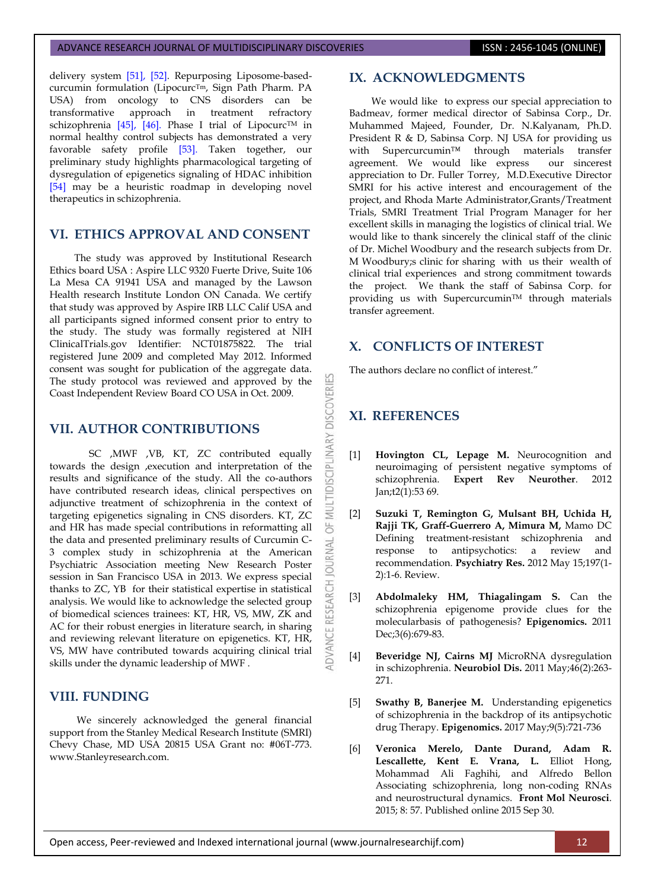delivery system [51], [52]. Repurposing Liposome-based-curcumin formulation (Lipocurc™, Sign Path Pharm. PA USA) from oncology to CNS disorders can be transformative approach in treatment refractory schizophrenia [45], [46]. Phase I trial of Lipocurc™ in normal healthy control subjects has demonstrated a very favorable safety profile [53]. Taken together, our preliminary study highlights pharmacological targeting of dysregulation of epigenetics signaling of HDAC inhibition [54] may be a heuristic roadmap in developing novel therapeutics in schizophrenia.

## VI. ETHICS APPROVAL AND CONSENT

The study was approved by Institutional Research Ethics board USA : Aspire LLC 9320 Fuerte Drive, Suite 106 La Mesa CA 91941 USA and managed by the Lawson Health research Institute London ON Canada. We certify that study was approved by Aspire IRB LLC Calif USA and all participants signed informed consent prior to entry to the study. The study was formally registered at NIH ClinicalTrials.gov Identifier: NCT01875822. The trial registered June 2009 and completed May 2012. Informed consent was sought for publication of the aggregate data. The study protocol was reviewed and approved by the Coast Independent Review Board CO USA in Oct. 2009.

## VII. AUTHOR CONTRIBUTIONS

SC ,MWF ,VB, KT, ZC contributed equally towards the design ,execution and interpretation of the results and significance of the study. All the co-authors have contributed research ideas, clinical perspectives on adjunctive treatment of schizophrenia in the context of targeting epigenetics signaling in CNS disorders. KT, ZC and HR has made special contributions in reformatting all the data and presented preliminary results of Curcumin C-3 complex study in schizophrenia at the American Psychiatric Association meeting New Research Poster session in San Francisco USA in 2013. We express special thanks to ZC, YB for their statistical expertise in statistical analysis. We would like to acknowledge the selected group of biomedical sciences trainees: KT, HR, VS, MW, ZK and AC for their robust energies in literature search, in sharing and reviewing relevant literature on epigenetics. KT, HR, VS, MW have contributed towards acquiring clinical trial skills under the dynamic leadership of MWF .

## VIII. FUNDING

We sincerely acknowledged the general financial support from the Stanley Medical Research Institute (SMRI) Chevy Chase, MD USA 20815 USA Grant no: #06T-773. www.Stanleyresearch.com.

## IX. ACKNOWLEDGMENTS

We would like to express our special appreciation to Badmeav, former medical director of Sabinsa Corp., Dr. Muhammed Majeed, Founder, Dr. N.Kalyanam, Ph.D. President R & D, Sabinsa Corp. NJ USA for providing us with Supercurcumin™ through materials transfer agreement. We would like express our sincerest appreciation to Dr. Fuller Torrey, M.D.Executive Director SMRI for his active interest and encouragement of the project, and Rhoda Marte Administrator,Grants/Treatment Trials, SMRI Treatment Trial Program Manager for her excellent skills in managing the logistics of clinical trial. We would like to thank sincerely the clinical staff of the clinic of Dr. Michel Woodbury and the research subjects from Dr. M Woodbury;s clinic for sharing with us their wealth of clinical trial experiences and strong commitment towards the project. We thank the staff of Sabinsa Corp. for providing us with Supercurcumin™ through materials transfer agreement.

## X. CONFLICTS OF INTEREST

The authors declare no conflict of interest."

## XI. REFERENCES

[1] **Hovington CL, Lepage M.** Neurocognition and neuroimaging of persistent negative symptoms of schizophrenia. **Expert Rev Neurother**. 2012 Jan;t2(1):53 69.

[2] **Suzuki T, Remington G, Mulsant BH, Uchida H, Rajji TK, Graff-Guerrero A, Mimura M,** Mamo DC Defining treatment-resistant schizophrenia and response to antipsychotics: a review and recommendation. **Psychiatry Res.** 2012 May 15;197(1-2):1-6. Review.

[3] **Abdolmaleky HM, Thiagalingam S.** Can the schizophrenia epigenome provide clues for the molecularbasis of pathogenesis? **Epigenomics.** 2011 Dec;3(6):679-83.

[4] **Beveridge NJ, Cairns MJ** MicroRNA dysregulation in schizophrenia. **Neurobiol Dis.** 2011 May;46(2):263-271.

[5] **Swathy B, Banerjee M.** Understanding epigenetics of schizophrenia in the backdrop of its antipsychotic drug Therapy. **Epigenomics.** 2017 May;9(5):721-736

[6] **Veronica Merelo, Dante Durand, Adam R. Lescallette, Kent E. Vrana, L.** Elliot Hong, Mohammad Ali Faghihi, and Alfredo Bellon Associating schizophrenia, long non-coding RNAs and neurostructural dynamics. **Front Mol Neurosci**. 2015; 8: 57. Published online 2015 Sep 30.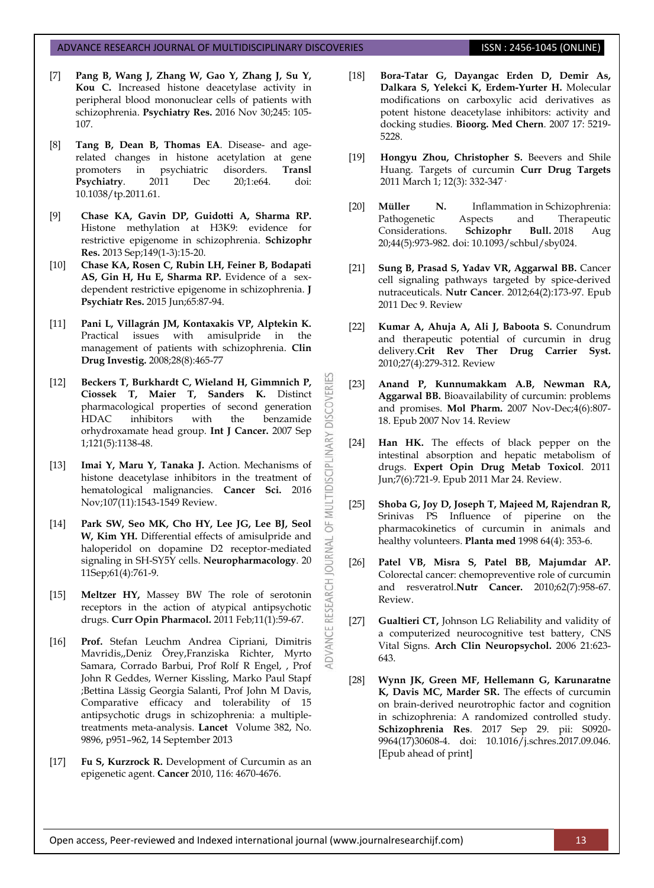[7] **Pang B, Wang J, Zhang W, Gao Y, Zhang J, Su Y, Kou C.** Increased histone deacetylase activity in peripheral blood mononuclear cells of patients with schizophrenia. **Psychiatry Res.** 2016 Nov 30;245: 105-107.

[8] **Tang B, Dean B, Thomas EA**. Disease- and age-related changes in histone acetylation at gene promoters in psychiatric disorders. **Transl Psychiatry**. 2011 Dec 20;1:e64. doi: 10.1038/tp.2011.61.

[9] **Chase KA, Gavin DP, Guidotti A, Sharma RP.** Histone methylation at H3K9: evidence for restrictive epigenome in schizophrenia. **Schizophr Res.** 2013 Sep;149(1-3):15-20.

[10] **Chase KA, Rosen C, Rubin LH, Feiner B, Bodapati AS, Gin H, Hu E, Sharma RP.** Evidence of a sex-dependent restrictive epigenome in schizophrenia. **J Psychiatr Res.** 2015 Jun;65:87-94.

[11] **Pani L, Villagrán JM, Kontaxakis VP, Alptekin K.** Practical issues with amisulpride in the management of patients with schizophrenia. **Clin Drug Investig.** 2008;28(8):465-77

[12] **Beckers T, Burkhardt C, Wieland H, Gimmnich P, Ciossek T, Maier T, Sanders K.** Distinct pharmacological properties of second generation HDAC inhibitors with the benzamide orhydroxamate head group. **Int J Cancer.** 2007 Sep 1;121(5):1138-48.

[13] **Imai Y, Maru Y, Tanaka J.** Action. Mechanisms of histone deacetylase inhibitors in the treatment of hematological malignancies. **Cancer Sci.** 2016 Nov;107(11):1543-1549 Review.

[14] **Park SW, Seo MK, Cho HY, Lee JG, Lee BJ, Seol W, Kim YH.** Differential effects of amisulpride and haloperidol on dopamine D2 receptor-mediated signaling in SH-SY5Y cells. **Neuropharmacology**. 20 11Sep;61(4):761-9.

[15] **Meltzer HY,** Massey BW The role of serotonin receptors in the action of atypical antipsychotic drugs. **Curr Opin Pharmacol.** 2011 Feb;11(1):59-67.

[16] **Prof.** Stefan Leuchm Andrea Cipriani, Dimitris Mavridis,,Deniz Örey,Franziska Richter, Myrto Samara, Corrado Barbui, Prof Rolf R Engel, , Prof John R Geddes, Werner Kissling, Marko Paul Stapf ;Bettina Lässig Georgia Salanti, Prof John M Davis, Comparative efficacy and tolerability of 15 antipsychotic drugs in schizophrenia: a multiple-treatments meta-analysis. **Lancet** Volume 382, No. 9896, p951–962, 14 September 2013

[17] **Fu S, Kurzrock R.** Development of Curcumin as an epigenetic agent. **Cancer** 2010, 116: 4670-4676.

[18] **Bora-Tatar G, Dayangac Erden D, Demir As, Dalkara S, Yelekci K, Erdem-Yurter H.** Molecular modifications on carboxylic acid derivatives as potent histone deacetylase inhibitors: activity and docking studies. **Bioorg. Med Chern**. 2007 17: 5219-5228.

[19] **Hongyu Zhou, Christopher S.** Beevers and Shile Huang. Targets of curcumin **Curr Drug Targets** 2011 March 1; 12(3): 332-347 ·

[20] **Müller N.** Inflammation in Schizophrenia: Pathogenetic Aspects and Therapeutic Considerations. **Schizophr Bull.** 2018 Aug 20;44(5):973-982. doi: 10.1093/schbul/sby024.

[21] **Sung B, Prasad S, Yadav VR, Aggarwal BB.** Cancer cell signaling pathways targeted by spice-derived nutraceuticals. **Nutr Cancer**. 2012;64(2):173-97. Epub 2011 Dec 9. Review

[22] **Kumar A, Ahuja A, Ali J, Baboota S.** Conundrum and therapeutic potential of curcumin in drug delivery.**Crit Rev Ther Drug Carrier Syst.** 2010;27(4):279-312. Review

[23] **Anand P, Kunnumakkam A.B, Newman RA, Aggarwal BB.** Bioavailability of curcumin: problems and promises. **Mol Pharm.** 2007 Nov-Dec;4(6):807-18. Epub 2007 Nov 14. Review

[24] **Han HK.** The effects of black pepper on the intestinal absorption and hepatic metabolism of drugs. **Expert Opin Drug Metab Toxicol**. 2011 Jun;7(6):721-9. Epub 2011 Mar 24. Review.

[25] **Shoba G, Joy D, Joseph T, Majeed M, Rajendran R,** Srinivas PS Influence of piperine on the pharmacokinetics of curcumin in animals and healthy volunteers. **Planta med** 1998 64(4): 353-6.

[26] **Patel VB, Misra S, Patel BB, Majumdar AP.** Colorectal cancer: chemopreventive role of curcumin and resveratrol.**Nutr Cancer.** 2010;62(7):958-67. Review.

[27] **Gualtieri CT,** Johnson LG Reliability and validity of a computerized neurocognitive test battery, CNS Vital Signs. **Arch Clin Neuropsychol.** 2006 21:623-643.

[28] **Wynn JK, Green MF, Hellemann G, Karunaratne K, Davis MC, Marder SR.** The effects of curcumin on brain-derived neurotrophic factor and cognition in schizophrenia: A randomized controlled study. **Schizophrenia Res**. 2017 Sep 29. pii: S0920-9964(17)30608-4. doi: 10.1016/j.schres.2017.09.046. [Epub ahead of print]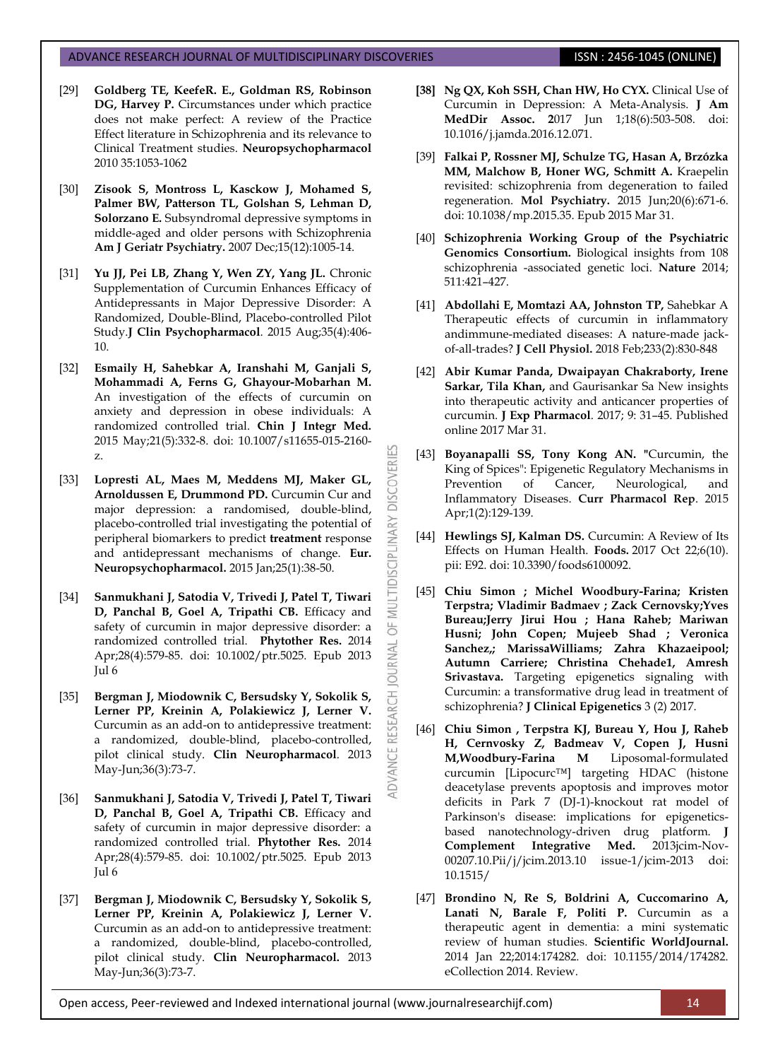[29] **Goldberg TE, KeefeR. E., Goldman RS, Robinson DG, Harvey P.** Circumstances under which practice does not make perfect: A review of the Practice Effect literature in Schizophrenia and its relevance to Clinical Treatment studies. **Neuropsychopharmacol** 2010 35:1053-1062

[30] **Zisook S, Montross L, Kasckow J, Mohamed S, Palmer BW, Patterson TL, Golshan S, Lehman D, Solorzano E.** Subsyndromal depressive symptoms in middle-aged and older persons with Schizophrenia **Am J Geriatr Psychiatry.** 2007 Dec;15(12):1005-14.

[31] **Yu JJ, Pei LB, Zhang Y, Wen ZY, Yang JL.** Chronic Supplementation of Curcumin Enhances Efficacy of Antidepressants in Major Depressive Disorder: A Randomized, Double-Blind, Placebo-controlled Pilot Study.**J Clin Psychopharmacol**. 2015 Aug;35(4):406-10.

[32] **Esmaily H, Sahebkar A, Iranshahi M, Ganjali S, Mohammadi A, Ferns G, Ghayour-Mobarhan M.** An investigation of the effects of curcumin on anxiety and depression in obese individuals: A randomized controlled trial. **Chin J Integr Med.** 2015 May;21(5):332-8. doi: 10.1007/s11655-015-2160-z.

[33] **Lopresti AL, Maes M, Meddens MJ, Maker GL, Arnoldussen E, Drummond PD.** Curcumin Cur and major depression: a randomised, double-blind, placebo-controlled trial investigating the potential of peripheral biomarkers to predict **treatment** response and antidepressant mechanisms of change. **Eur. Neuropsychopharmacol.** 2015 Jan;25(1):38-50.

[34] **Sanmukhani J, Satodia V, Trivedi J, Patel T, Tiwari D, Panchal B, Goel A, Tripathi CB.** Efficacy and safety of curcumin in major depressive disorder: a randomized controlled trial. **Phytother Res.** 2014 Apr;28(4):579-85. doi: 10.1002/ptr.5025. Epub 2013 Jul 6

[35] **Bergman J, Miodownik C, Bersudsky Y, Sokolik S, Lerner PP, Kreinin A, Polakiewicz J, Lerner V.** Curcumin as an add-on to antidepressive treatment: a randomized, double-blind, placebo-controlled, pilot clinical study. **Clin Neuropharmacol**. 2013 May-Jun;36(3):73-7.

[36] **Sanmukhani J, Satodia V, Trivedi J, Patel T, Tiwari D, Panchal B, Goel A, Tripathi CB.** Efficacy and safety of curcumin in major depressive disorder: a randomized controlled trial. **Phytother Res.** 2014 Apr;28(4):579-85. doi: 10.1002/ptr.5025. Epub 2013 Jul 6

[37] **Bergman J, Miodownik C, Bersudsky Y, Sokolik S, Lerner PP, Kreinin A, Polakiewicz J, Lerner V.** Curcumin as an add-on to antidepressive treatment: a randomized, double-blind, placebo-controlled, pilot clinical study. **Clin Neuropharmacol.** 2013 May-Jun;36(3):73-7.

**[38] Ng QX, Koh SSH, Chan HW, Ho CYX.** Clinical Use of Curcumin in Depression: A Meta-Analysis. **J Am MedDir Assoc. 2**017 Jun 1;18(6):503-508. doi: 10.1016/j.jamda.2016.12.071.

[39] **Falkai P, Rossner MJ, Schulze TG, Hasan A, Brzózka MM, Malchow B, Honer WG, Schmitt A.** Kraepelin revisited: schizophrenia from degeneration to failed regeneration. **Mol Psychiatry.** 2015 Jun;20(6):671-6. doi: 10.1038/mp.2015.35. Epub 2015 Mar 31.

[40] **Schizophrenia Working Group of the Psychiatric Genomics Consortium.** Biological insights from 108 schizophrenia -associated genetic loci. **Nature** 2014; 511:421–427.

[41] **Abdollahi E, Momtazi AA, Johnston TP,** Sahebkar A Therapeutic effects of curcumin in inflammatory andimmune-mediated diseases: A nature-made jack-of-all-trades? **J Cell Physiol.** 2018 Feb;233(2):830-848

[42] **Abir Kumar Panda, Dwaipayan Chakraborty, Irene Sarkar, Tila Khan,** and Gaurisankar Sa New insights into therapeutic activity and anticancer properties of curcumin. **J Exp Pharmacol**. 2017; 9: 31–45. Published online 2017 Mar 31.

[43] **Boyanapalli SS, Tony Kong AN. "**Curcumin, the King of Spices": Epigenetic Regulatory Mechanisms in Prevention of Cancer, Neurological, and Inflammatory Diseases. **Curr Pharmacol Rep**. 2015 Apr;1(2):129-139.

[44] **Hewlings SJ, Kalman DS.** Curcumin: A Review of Its Effects on Human Health. **Foods.** 2017 Oct 22;6(10). pii: E92. doi: 10.3390/foods6100092.

[45] **Chiu Simon ; Michel Woodbury-Farina; Kristen Terpstra; Vladimir Badmaev ; Zack Cernovsky;Yves Bureau;Jerry Jirui Hou ; Hana Raheb; Mariwan Husni; John Copen; Mujeeb Shad ; Veronica Sanchez,; MarissaWilliams; Zahra Khazaeipool; Autumn Carriere; Christina Chehade1, Amresh Srivastava.** Targeting epigenetics signaling with Curcumin: a transformative drug lead in treatment of schizophrenia? **J Clinical Epigenetics** 3 (2) 2017.

[46] **Chiu Simon , Terpstra KJ, Bureau Y, Hou J, Raheb H, Cernvosky Z, Badmeav V, Copen J, Husni M,Woodbury-Farina M** Liposomal-formulated curcumin [Lipocurc™] targeting HDAC (histone deacetylase prevents apoptosis and improves motor deficits in Park 7 (DJ-1)-knockout rat model of Parkinson's disease: implications for epigenetics-based nanotechnology-driven drug platform. **J Complement Integrative Med.** 2013jcim-Nov-00207.10.Pii/j/jcim.2013.10 issue-1/jcim-2013 doi: 10.1515/

[47] **Brondino N, Re S, Boldrini A, Cuccomarino A, Lanati N, Barale F, Politi P.** Curcumin as a therapeutic agent in dementia: a mini systematic review of human studies. **Scientific WorldJournal.** 2014 Jan 22;2014:174282. doi: 10.1155/2014/174282. eCollection 2014. Review.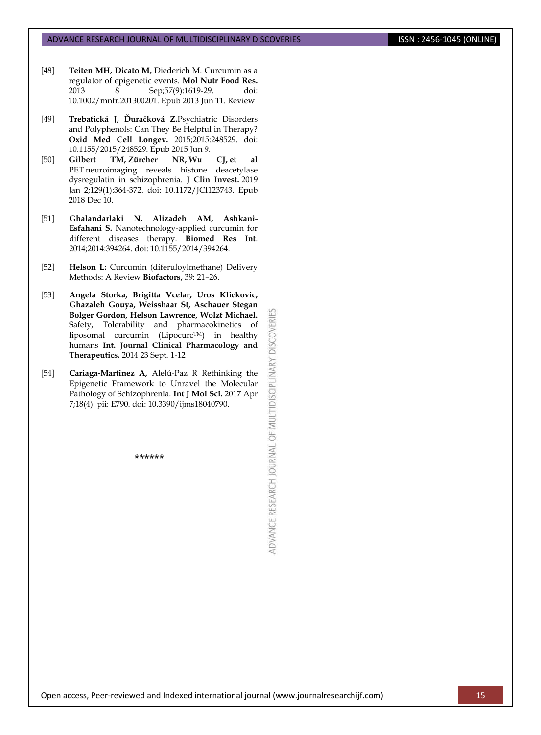[48] **Teiten MH, Dicato M,** Diederich M. Curcumin as a regulator of epigenetic events. **Mol Nutr Food Res.** 2013 8 Sep;57(9):1619-29. doi: 10.1002/mnfr.201300201. Epub 2013 Jun 11. Review

[49] **Trebatická J, Ďuračková Z.**Psychiatric Disorders and Polyphenols: Can They Be Helpful in Therapy? **Oxid Med Cell Longev.** 2015;2015:248529. doi: 10.1155/2015/248529. Epub 2015 Jun 9.

[50] **Gilbert TM, Zürcher NR, Wu CJ, et al** PET neuroimaging reveals histone deacetylase dysregulatin in schizophrenia. **J Clin Invest.** 2019 Jan 2;129(1):364-372. doi: 10.1172/JCI123743. Epub 2018 Dec 10.

[51] **Ghalandarlaki N, Alizadeh AM, Ashkani-Esfahani S.** Nanotechnology-applied curcumin for different diseases therapy. **Biomed Res Int**. 2014;2014:394264. doi: 10.1155/2014/394264.

[52] **Helson L:** Curcumin (diferuloylmethane) Delivery Methods: A Review **Biofactors,** 39: 21–26.

[53] **Angela Storka, Brigitta Vcelar, Uros Klickovic, Ghazaleh Gouya, Weisshaar St, Aschauer Stegan Bolger Gordon, Helson Lawrence, Wolzt Michael.** Safety, Tolerability and pharmacokinetics of liposomal curcumin (LipocurcTM) in healthy humans **Int. Journal Clinical Pharmacology and Therapeutics.** 2014 23 Sept. 1-12

[54] **Cariaga-Martinez A,** Alelú-Paz R Rethinking the Epigenetic Framework to Unravel the Molecular Pathology of Schizophrenia. **Int J Mol Sci.** 2017 Apr 7;18(4). pii: E790. doi: 10.3390/ijms18040790.

******